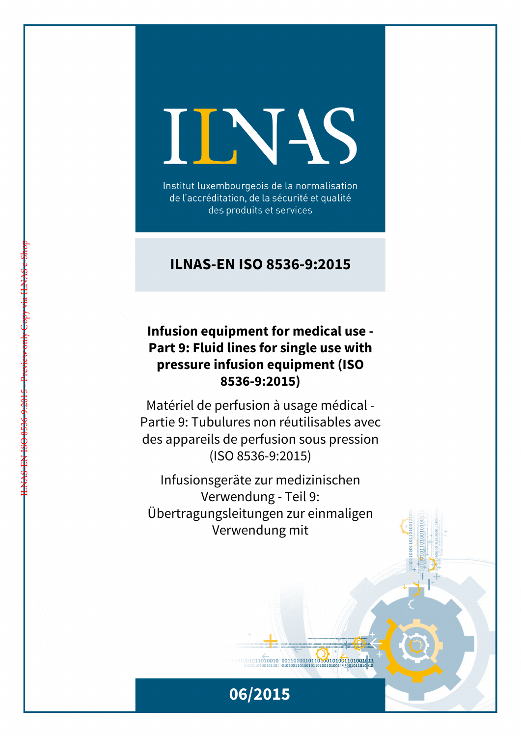# ILNAS

Institut luxembourgeois de la normalisation de l'accréditation, de la sécurité et qualité des produits et services

## ILNAS-EN ISO 8536-9:2015

**Infusion equipment for medical use - Part 9: Fluid lines for single use with pressure infusion equipment (ISO 8536-9:2015)**

Matériel de perfusion à usage médical - Partie 9: Tubulures non réutilisables avec des appareils de perfusion sous pression (ISO 8536-9:2015)

Infusionsgeräte zur medizinischen Verwendung - Teil 9: Übertragungsleitungen zur einmaligen Verwendung mit

06/2015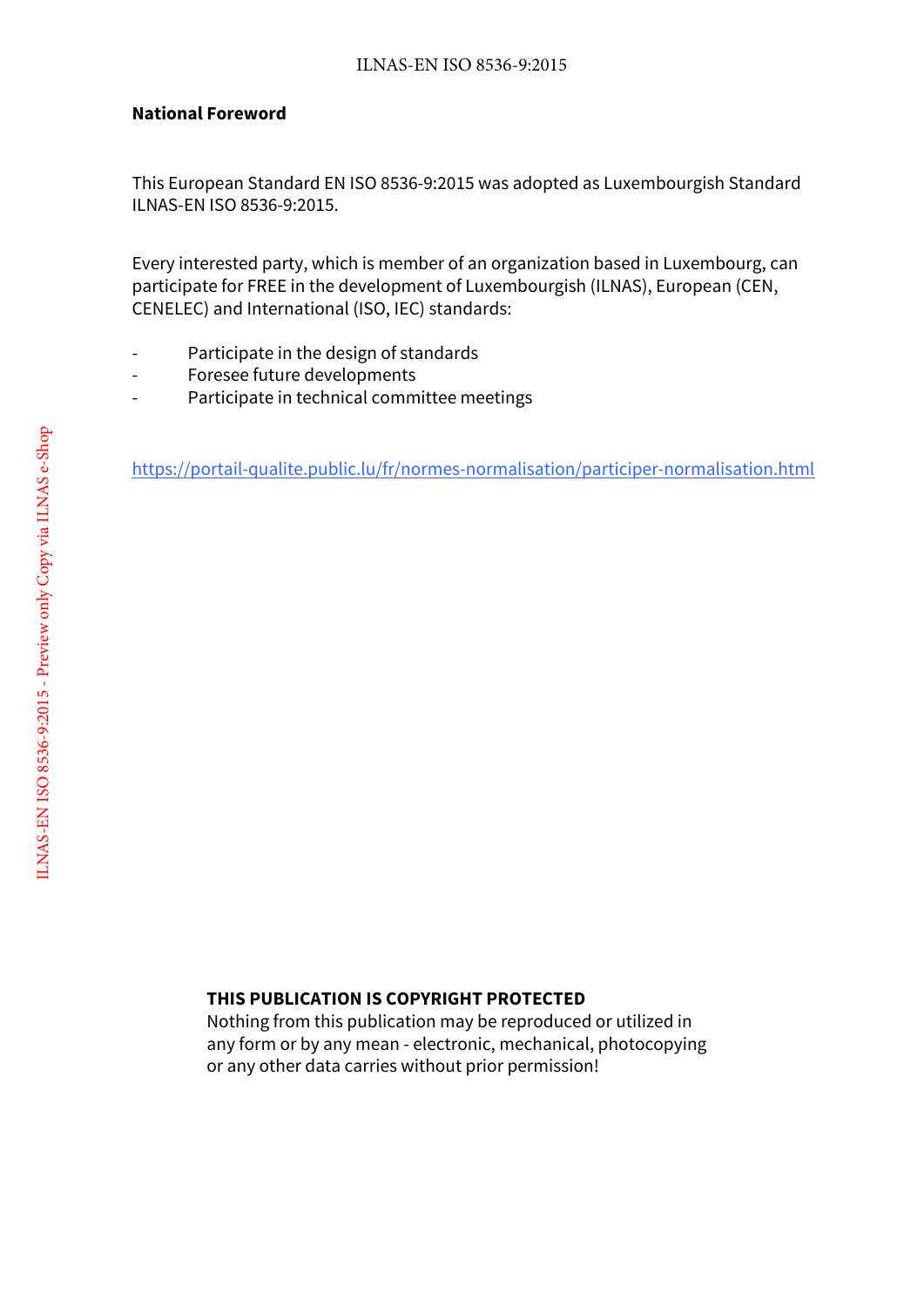**National Foreword**

This European Standard EN ISO 8536-9:2015 was adopted as Luxembourgish Standard ILNAS-EN ISO 8536-9:2015.

Every interested party, which is member of an organization based in Luxembourg, can participate for FREE in the development of Luxembourgish (ILNAS), European (CEN, CENELEC) and International (ISO, IEC) standards:

- Participate in the design of standards
- Foresee future developments
- Participate in technical committee meetings

https://portail-qualite.public.lu/fr/normes-normalisation/participer-normalisation.html

**THIS PUBLICATION IS COPYRIGHT PROTECTED**
Nothing from this publication may be reproduced or utilized in any form or by any mean - electronic, mechanical, photocopying or any other data carries without prior permission!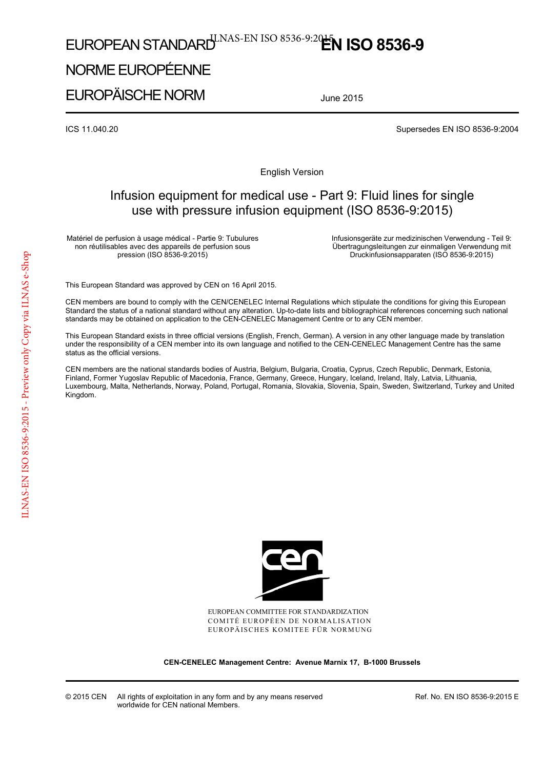EUROPEAN STANDARD

NORME EUROPÉENNE

EUROPÄISCHE NORM

# EN ISO 8536-9

June 2015

ICS 11.040.20

Supersedes EN ISO 8536-9:2004

English Version

## Infusion equipment for medical use - Part 9: Fluid lines for single use with pressure infusion equipment (ISO 8536-9:2015)

Matériel de perfusion à usage médical - Partie 9: Tubulures non réutilisables avec des appareils de perfusion sous pression (ISO 8536-9:2015)

Infusionsgeräte zur medizinischen Verwendung - Teil 9: Übertragungsleitungen zur einmaligen Verwendung mit Druckinfusionsapparaten (ISO 8536-9:2015)

This European Standard was approved by CEN on 16 April 2015.

CEN members are bound to comply with the CEN/CENELEC Internal Regulations which stipulate the conditions for giving this European Standard the status of a national standard without any alteration. Up-to-date lists and bibliographical references concerning such national standards may be obtained on application to the CEN-CENELEC Management Centre or to any CEN member.

This European Standard exists in three official versions (English, French, German). A version in any other language made by translation under the responsibility of a CEN member into its own language and notified to the CEN-CENELEC Management Centre has the same status as the official versions.

CEN members are the national standards bodies of Austria, Belgium, Bulgaria, Croatia, Cyprus, Czech Republic, Denmark, Estonia, Finland, Former Yugoslav Republic of Macedonia, France, Germany, Greece, Hungary, Iceland, Ireland, Italy, Latvia, Lithuania, Luxembourg, Malta, Netherlands, Norway, Poland, Portugal, Romania, Slovakia, Slovenia, Spain, Sweden, Switzerland, Turkey and United Kingdom.

EUROPEAN COMMITTEE FOR STANDARDIZATION
COMITÉ EUROPÉEN DE NORMALISATION
EUROPÄISCHES KOMITEE FÜR NORMUNG

**CEN-CENELEC Management Centre: Avenue Marnix 17, B-1000 Brussels**

© 2015 CEN All rights of exploitation in any form and by any means reserved worldwide for CEN national Members.

Ref. No. EN ISO 8536-9:2015 E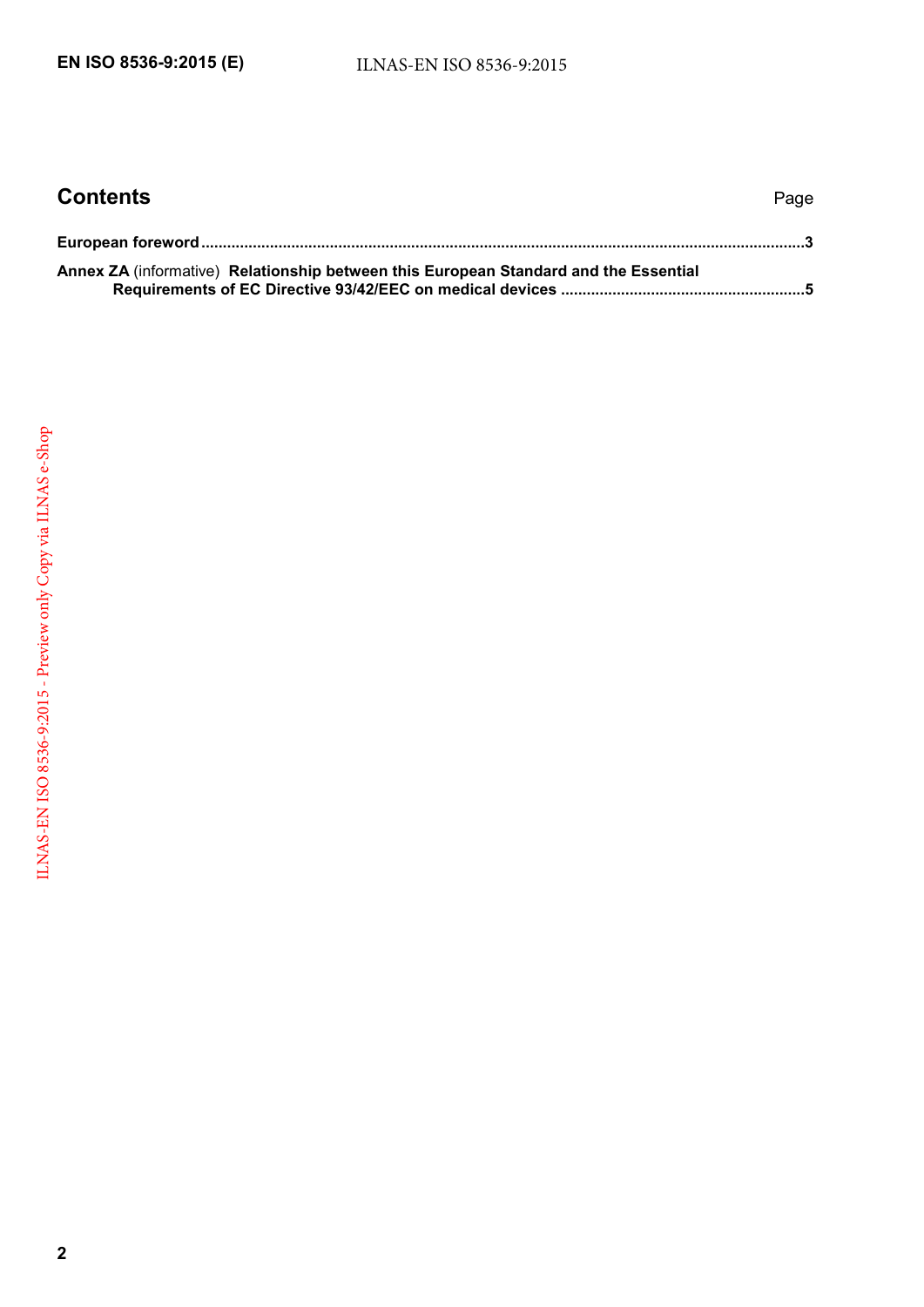## Contents

Page

**European foreword** .......................................................................................................................................... **3**

**Annex ZA** (informative) **Relationship between this European Standard and the Essential Requirements of EC Directive 93/42/EEC on medical devices** ........................................................ **5**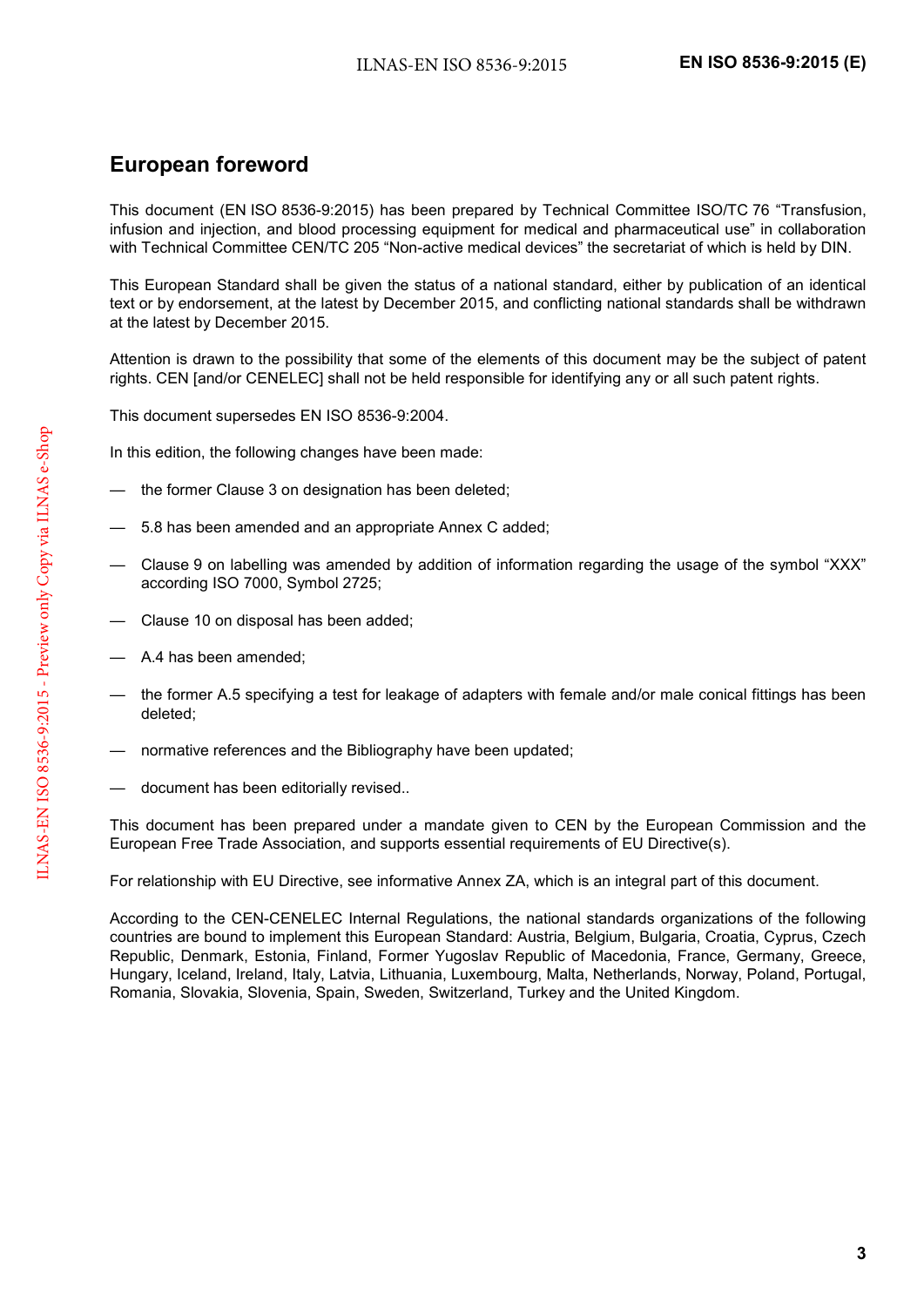## European foreword

This document (EN ISO 8536-9:2015) has been prepared by Technical Committee ISO/TC 76 "Transfusion, infusion and injection, and blood processing equipment for medical and pharmaceutical use" in collaboration with Technical Committee CEN/TC 205 "Non-active medical devices" the secretariat of which is held by DIN.

This European Standard shall be given the status of a national standard, either by publication of an identical text or by endorsement, at the latest by December 2015, and conflicting national standards shall be withdrawn at the latest by December 2015.

Attention is drawn to the possibility that some of the elements of this document may be the subject of patent rights. CEN [and/or CENELEC] shall not be held responsible for identifying any or all such patent rights.

This document supersedes EN ISO 8536-9:2004.

In this edition, the following changes have been made:

— the former Clause 3 on designation has been deleted;

— 5.8 has been amended and an appropriate Annex C added;

— Clause 9 on labelling was amended by addition of information regarding the usage of the symbol "XXX" according ISO 7000, Symbol 2725;

— Clause 10 on disposal has been added;

— A.4 has been amended;

— the former A.5 specifying a test for leakage of adapters with female and/or male conical fittings has been deleted;

— normative references and the Bibliography have been updated;

— document has been editorially revised..

This document has been prepared under a mandate given to CEN by the European Commission and the European Free Trade Association, and supports essential requirements of EU Directive(s).

For relationship with EU Directive, see informative Annex ZA, which is an integral part of this document.

According to the CEN-CENELEC Internal Regulations, the national standards organizations of the following countries are bound to implement this European Standard: Austria, Belgium, Bulgaria, Croatia, Cyprus, Czech Republic, Denmark, Estonia, Finland, Former Yugoslav Republic of Macedonia, France, Germany, Greece, Hungary, Iceland, Ireland, Italy, Latvia, Lithuania, Luxembourg, Malta, Netherlands, Norway, Poland, Portugal, Romania, Slovakia, Slovenia, Spain, Sweden, Switzerland, Turkey and the United Kingdom.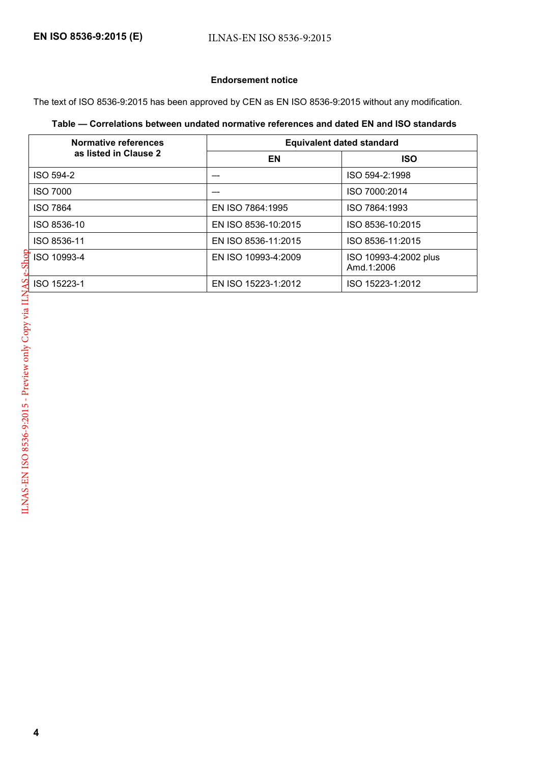## Endorsement notice

The text of ISO 8536-9:2015 has been approved by CEN as EN ISO 8536-9:2015 without any modification.

**Table — Correlations between undated normative references and dated EN and ISO standards**

| Normative references as listed in Clause 2 | Equivalent dated standard | |
|---|---|---|
| | **EN** | **ISO** |
| ISO 594-2 | –- | ISO 594-2:1998 |
| ISO 7000 | –- | ISO 7000:2014 |
| ISO 7864 | EN ISO 7864:1995 | ISO 7864:1993 |
| ISO 8536-10 | EN ISO 8536-10:2015 | ISO 8536-10:2015 |
| ISO 8536-11 | EN ISO 8536-11:2015 | ISO 8536-11:2015 |
| ISO 10993-4 | EN ISO 10993-4:2009 | ISO 10993-4:2002 plus Amd.1:2006 |
| ISO 15223-1 | EN ISO 15223-1:2012 | ISO 15223-1:2012 |